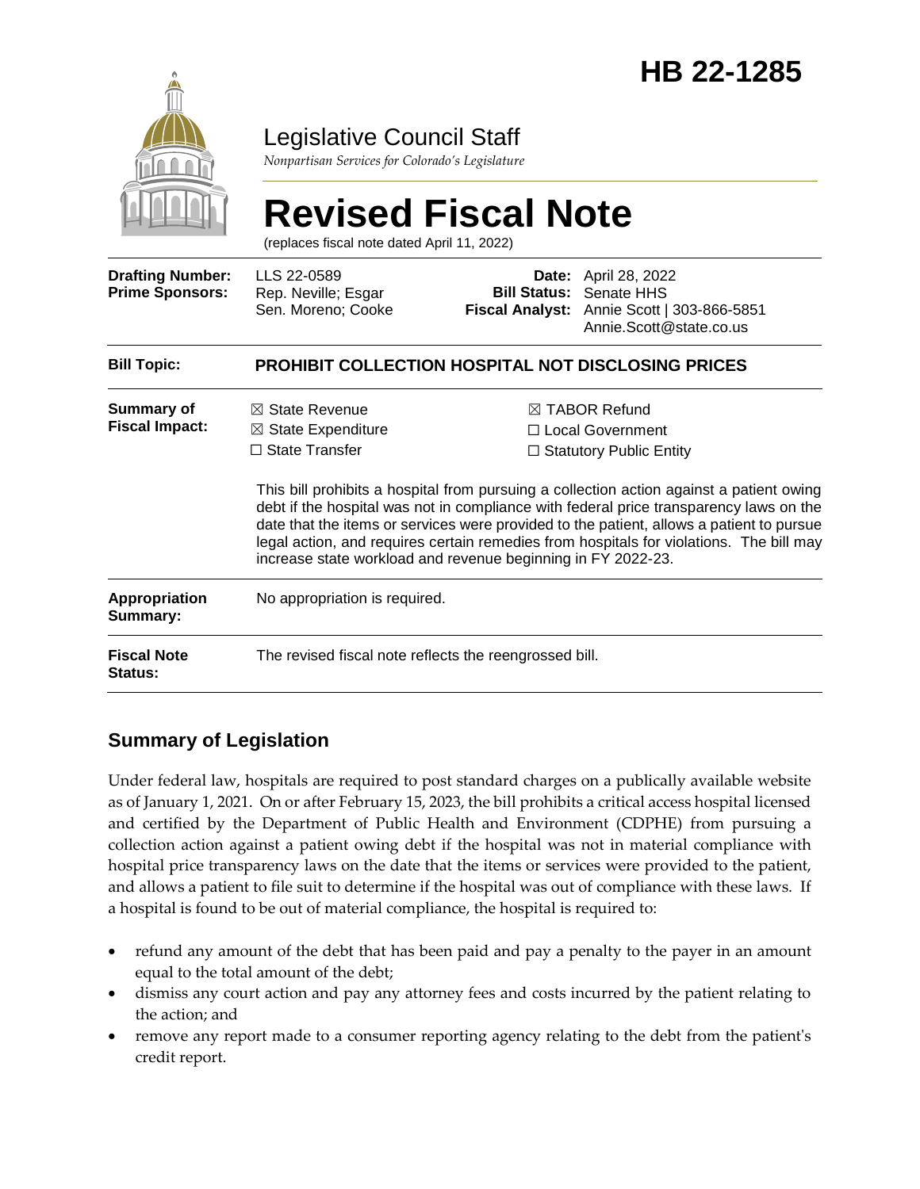# HB 22-1285

Legislative Council Staff

*Nonpartisan Services for Colorado's Legislature*

# Revised Fiscal Note

(replaces fiscal note dated April 11, 2022)

| | | | |
|---|---|---|---|
| **Drafting Number:** | LLS 22-0589 | **Date:** | April 28, 2022 |
| **Prime Sponsors:** | Rep. Neville; Esgar<br>Sen. Moreno; Cooke | **Bill Status:** | Senate HHS |
| | | **Fiscal Analyst:** | Annie Scott \| 303-866-5851<br>Annie.Scott@state.co.us |

| | |
|---|---|
| **Bill Topic:** | **PROHIBIT COLLECTION HOSPITAL NOT DISCLOSING PRICES** |
| **Summary of Fiscal Impact:** | ☒ State Revenue ☒ State Expenditure ☐ State Transfer ☒ TABOR Refund ☐ Local Government ☐ Statutory Public Entity<br><br>This bill prohibits a hospital from pursuing a collection action against a patient owing debt if the hospital was not in compliance with federal price transparency laws on the date that the items or services were provided to the patient, allows a patient to pursue legal action, and requires certain remedies from hospitals for violations. The bill may increase state workload and revenue beginning in FY 2022-23. |
| **Appropriation Summary:** | No appropriation is required. |
| **Fiscal Note Status:** | The revised fiscal note reflects the reengrossed bill. |

## Summary of Legislation

Under federal law, hospitals are required to post standard charges on a publically available website as of January 1, 2021. On or after February 15, 2023, the bill prohibits a critical access hospital licensed and certified by the Department of Public Health and Environment (CDPHE) from pursuing a collection action against a patient owing debt if the hospital was not in material compliance with hospital price transparency laws on the date that the items or services were provided to the patient, and allows a patient to file suit to determine if the hospital was out of compliance with these laws. If a hospital is found to be out of material compliance, the hospital is required to:

- refund any amount of the debt that has been paid and pay a penalty to the payer in an amount equal to the total amount of the debt;
- dismiss any court action and pay any attorney fees and costs incurred by the patient relating to the action; and
- remove any report made to a consumer reporting agency relating to the debt from the patient's credit report.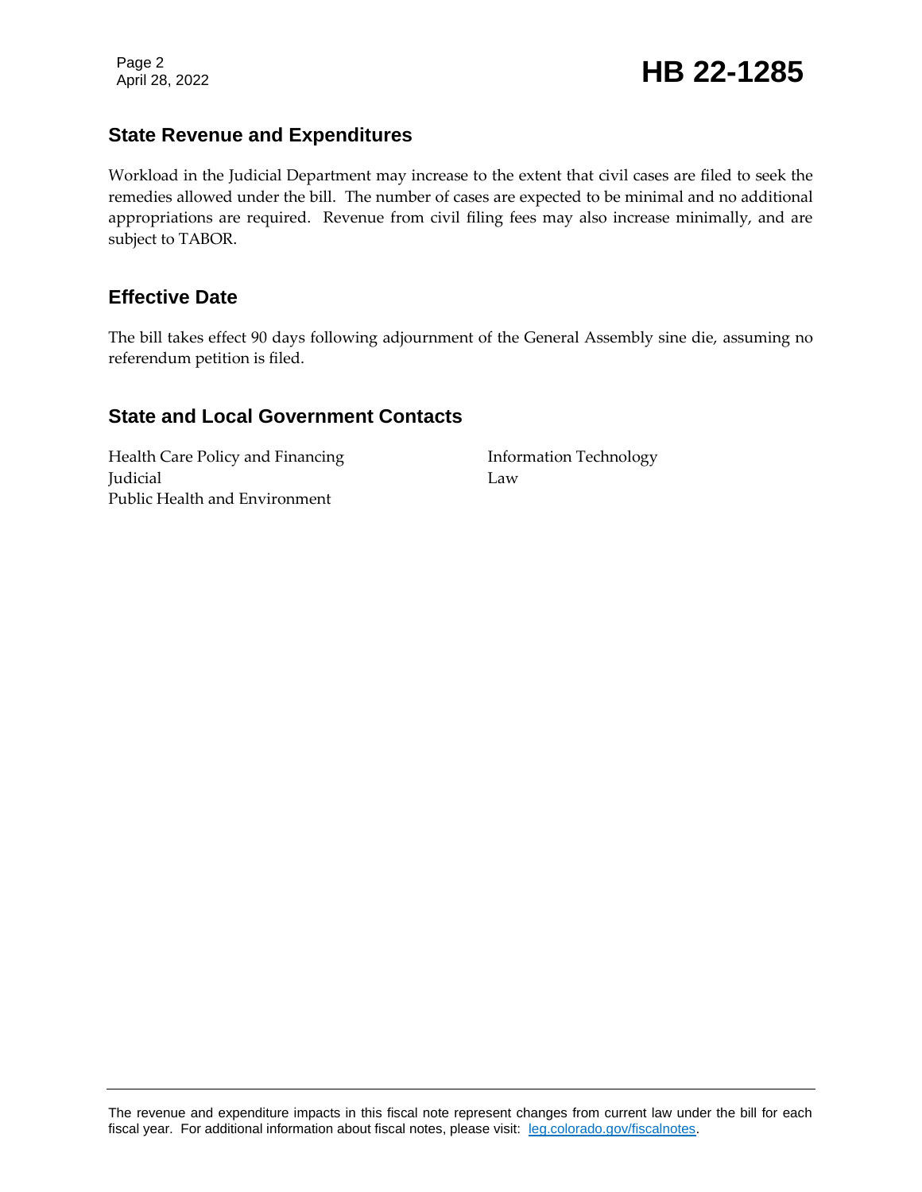## State Revenue and Expenditures

Workload in the Judicial Department may increase to the extent that civil cases are filed to seek the remedies allowed under the bill. The number of cases are expected to be minimal and no additional appropriations are required. Revenue from civil filing fees may also increase minimally, and are subject to TABOR.

## Effective Date

The bill takes effect 90 days following adjournment of the General Assembly sine die, assuming no referendum petition is filed.

## State and Local Government Contacts

Health Care Policy and Financing
Judicial
Public Health and Environment
Information Technology
Law

The revenue and expenditure impacts in this fiscal note represent changes from current law under the bill for each fiscal year. For additional information about fiscal notes, please visit: leg.colorado.gov/fiscalnotes.